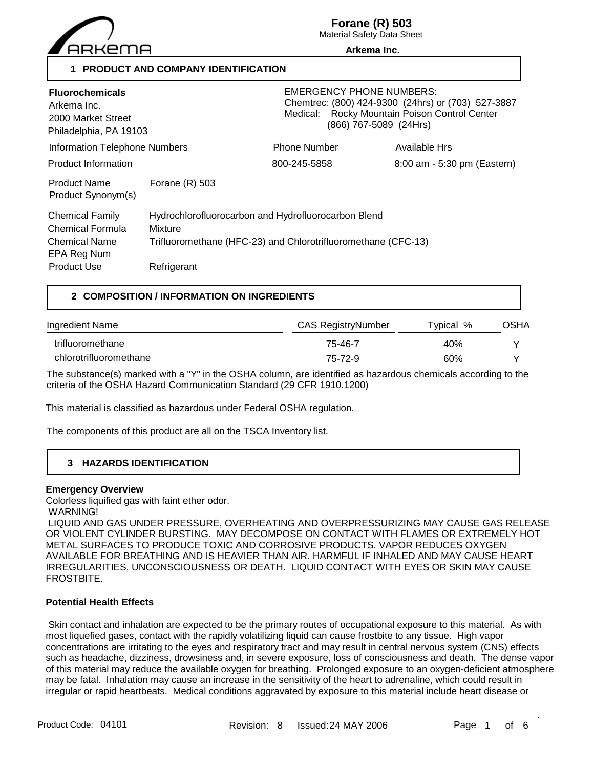# Forane (R) 503

Material Safety Data Sheet

**Arkema Inc.**

## 1 PRODUCT AND COMPANY IDENTIFICATION

**Fluorochemicals**
Arkema Inc.
2000 Market Street
Philadelphia, PA 19103

EMERGENCY PHONE NUMBERS:
Chemtrec: (800) 424-9300 (24hrs) or (703) 527-3887
Medical: Rocky Mountain Poison Control Center
(866) 767-5089 (24Hrs)

| Information Telephone Numbers | Phone Number | Available Hrs |
|---|---|---|
| Product Information | 800-245-5858 | 8:00 am - 5:30 pm (Eastern) |

| | |
|---|---|
| Product Name | Forane (R) 503 |
| Product Synonym(s) | |
| Chemical Family | Hydrochlorofluorocarbon and Hydrofluorocarbon Blend |
| Chemical Formula | Mixture |
| Chemical Name | Trifluoromethane (HFC-23) and Chlorotrifluoromethane (CFC-13) |
| EPA Reg Num | |
| Product Use | Refrigerant |

## 2 COMPOSITION / INFORMATION ON INGREDIENTS

| Ingredient Name | CAS RegistryNumber | Typical % | OSHA |
|---|---|---|---|
| trifluoromethane | 75-46-7 | 40% | Y |
| chlorotrifluoromethane | 75-72-9 | 60% | Y |

The substance(s) marked with a "Y" in the OSHA column, are identified as hazardous chemicals according to the criteria of the OSHA Hazard Communication Standard (29 CFR 1910.1200)

This material is classified as hazardous under Federal OSHA regulation.

The components of this product are all on the TSCA Inventory list.

## 3 HAZARDS IDENTIFICATION

**Emergency Overview**

Colorless liquified gas with faint ether odor.

WARNING!

LIQUID AND GAS UNDER PRESSURE, OVERHEATING AND OVERPRESSURIZING MAY CAUSE GAS RELEASE OR VIOLENT CYLINDER BURSTING. MAY DECOMPOSE ON CONTACT WITH FLAMES OR EXTREMELY HOT METAL SURFACES TO PRODUCE TOXIC AND CORROSIVE PRODUCTS. VAPOR REDUCES OXYGEN AVAILABLE FOR BREATHING AND IS HEAVIER THAN AIR. HARMFUL IF INHALED AND MAY CAUSE HEART IRREGULARITIES, UNCONSCIOUSNESS OR DEATH. LIQUID CONTACT WITH EYES OR SKIN MAY CAUSE FROSTBITE.

**Potential Health Effects**

Skin contact and inhalation are expected to be the primary routes of occupational exposure to this material. As with most liquefied gases, contact with the rapidly volatilizing liquid can cause frostbite to any tissue. High vapor concentrations are irritating to the eyes and respiratory tract and may result in central nervous system (CNS) effects such as headache, dizziness, drowsiness and, in severe exposure, loss of consciousness and death. The dense vapor of this material may reduce the available oxygen for breathing. Prolonged exposure to an oxygen-deficient atmosphere may be fatal. Inhalation may cause an increase in the sensitivity of the heart to adrenaline, which could result in irregular or rapid heartbeats. Medical conditions aggravated by exposure to this material include heart disease or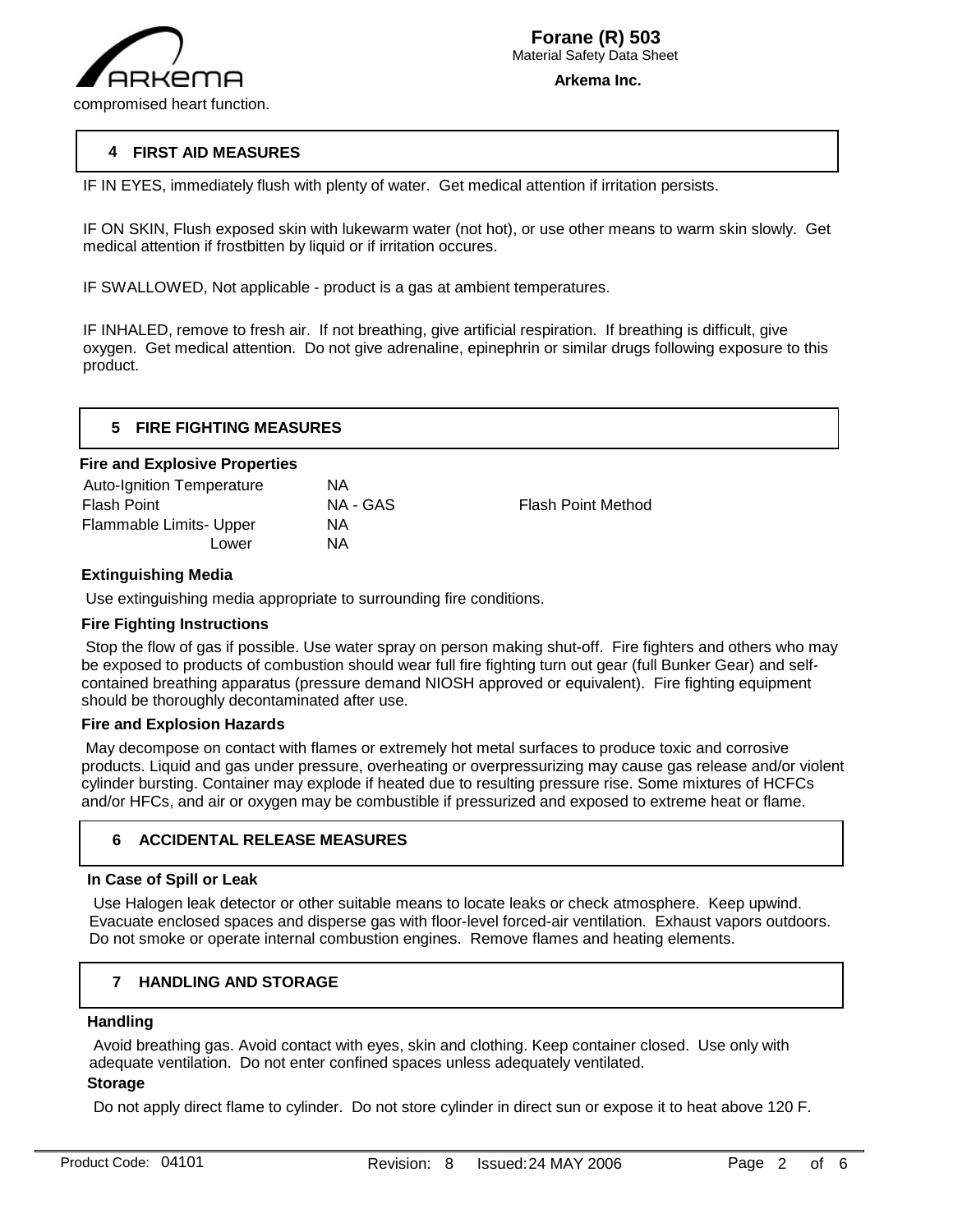compromised heart function.

## 4 FIRST AID MEASURES

IF IN EYES, immediately flush with plenty of water. Get medical attention if irritation persists.

IF ON SKIN, Flush exposed skin with lukewarm water (not hot), or use other means to warm skin slowly. Get medical attention if frostbitten by liquid or if irritation occures.

IF SWALLOWED, Not applicable - product is a gas at ambient temperatures.

IF INHALED, remove to fresh air. If not breathing, give artificial respiration. If breathing is difficult, give oxygen. Get medical attention. Do not give adrenaline, epinephrin or similar drugs following exposure to this product.

## 5 FIRE FIGHTING MEASURES

### Fire and Explosive Properties

| | | |
|---|---|---|
| Auto-Ignition Temperature | NA | |
| Flash Point | NA - GAS | Flash Point Method |
| Flammable Limits- Upper | NA | |
| Lower | NA | |

### Extinguishing Media

Use extinguishing media appropriate to surrounding fire conditions.

### Fire Fighting Instructions

Stop the flow of gas if possible. Use water spray on person making shut-off. Fire fighters and others who may be exposed to products of combustion should wear full fire fighting turn out gear (full Bunker Gear) and self-contained breathing apparatus (pressure demand NIOSH approved or equivalent). Fire fighting equipment should be thoroughly decontaminated after use.

### Fire and Explosion Hazards

May decompose on contact with flames or extremely hot metal surfaces to produce toxic and corrosive products. Liquid and gas under pressure, overheating or overpressurizing may cause gas release and/or violent cylinder bursting. Container may explode if heated due to resulting pressure rise. Some mixtures of HCFCs and/or HFCs, and air or oxygen may be combustible if pressurized and exposed to extreme heat or flame.

## 6 ACCIDENTAL RELEASE MEASURES

### In Case of Spill or Leak

Use Halogen leak detector or other suitable means to locate leaks or check atmosphere. Keep upwind. Evacuate enclosed spaces and disperse gas with floor-level forced-air ventilation. Exhaust vapors outdoors. Do not smoke or operate internal combustion engines. Remove flames and heating elements.

## 7 HANDLING AND STORAGE

### Handling

Avoid breathing gas. Avoid contact with eyes, skin and clothing. Keep container closed. Use only with adequate ventilation. Do not enter confined spaces unless adequately ventilated.

### Storage

Do not apply direct flame to cylinder. Do not store cylinder in direct sun or expose it to heat above 120 F.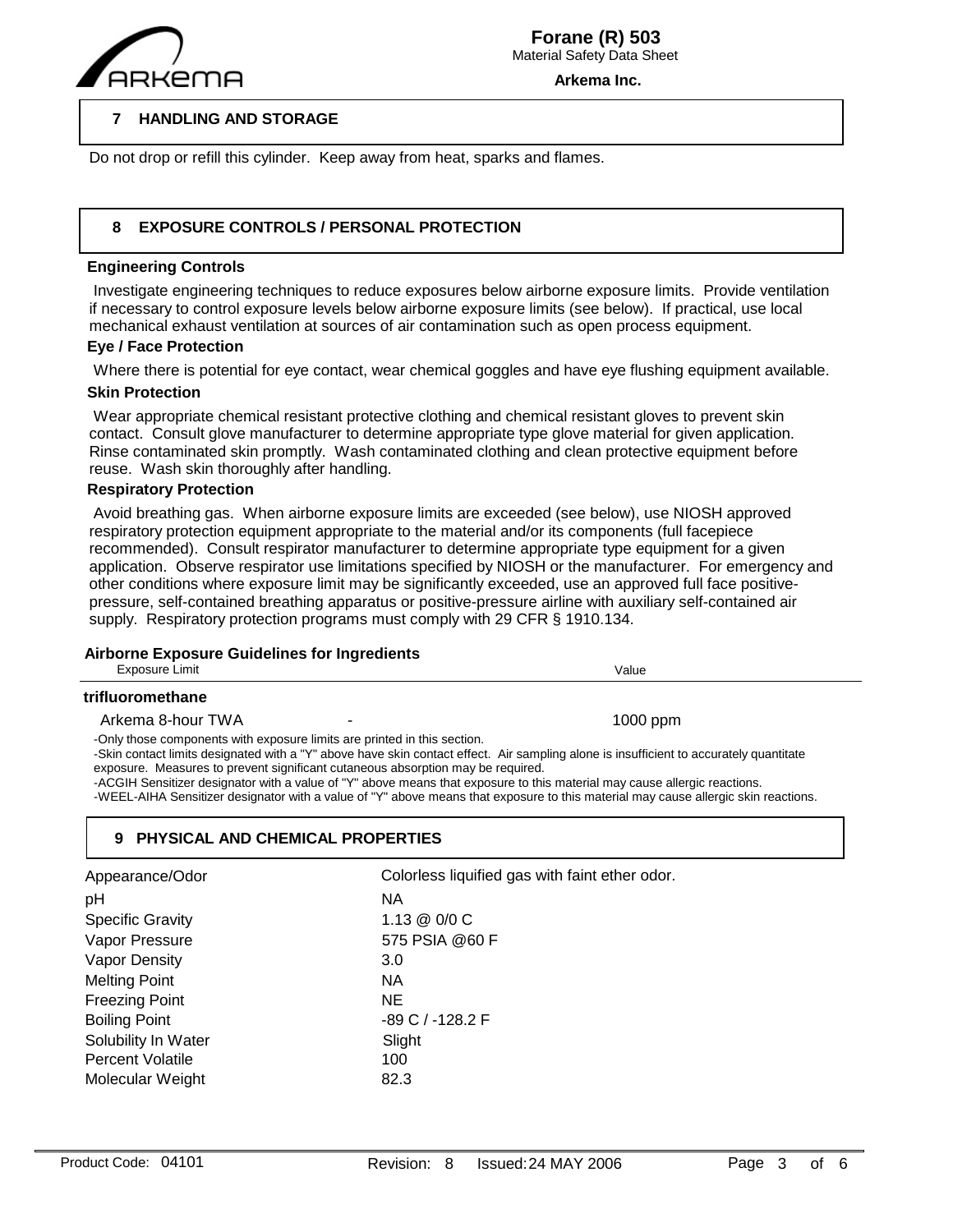## 7 HANDLING AND STORAGE

Do not drop or refill this cylinder. Keep away from heat, sparks and flames.

## 8 EXPOSURE CONTROLS / PERSONAL PROTECTION

### Engineering Controls

Investigate engineering techniques to reduce exposures below airborne exposure limits. Provide ventilation if necessary to control exposure levels below airborne exposure limits (see below). If practical, use local mechanical exhaust ventilation at sources of air contamination such as open process equipment.

### Eye / Face Protection

Where there is potential for eye contact, wear chemical goggles and have eye flushing equipment available.

### Skin Protection

Wear appropriate chemical resistant protective clothing and chemical resistant gloves to prevent skin contact. Consult glove manufacturer to determine appropriate type glove material for given application. Rinse contaminated skin promptly. Wash contaminated clothing and clean protective equipment before reuse. Wash skin thoroughly after handling.

### Respiratory Protection

Avoid breathing gas. When airborne exposure limits are exceeded (see below), use NIOSH approved respiratory protection equipment appropriate to the material and/or its components (full facepiece recommended). Consult respirator manufacturer to determine appropriate type equipment for a given application. Observe respirator use limitations specified by NIOSH or the manufacturer. For emergency and other conditions where exposure limit may be significantly exceeded, use an approved full face positive-pressure, self-contained breathing apparatus or positive-pressure airline with auxiliary self-contained air supply. Respiratory protection programs must comply with 29 CFR § 1910.134.

### Airborne Exposure Guidelines for Ingredients

| Exposure Limit | | Value |
|---|---|---|
| **trifluoromethane** | | |
| Arkema 8-hour TWA | - | 1000 ppm |

-Only those components with exposure limits are printed in this section.
-Skin contact limits designated with a "Y" above have skin contact effect. Air sampling alone is insufficient to accurately quantitate exposure. Measures to prevent significant cutaneous absorption may be required.
-ACGIH Sensitizer designator with a value of "Y" above means that exposure to this material may cause allergic reactions.
-WEEL-AIHA Sensitizer designator with a value of "Y" above means that exposure to this material may cause allergic skin reactions.

## 9 PHYSICAL AND CHEMICAL PROPERTIES

| | |
|---|---|
| Appearance/Odor | Colorless liquified gas with faint ether odor. |
| pH | NA |
| Specific Gravity | 1.13 @ 0/0 C |
| Vapor Pressure | 575 PSIA @60 F |
| Vapor Density | 3.0 |
| Melting Point | NA |
| Freezing Point | NE |
| Boiling Point | -89 C / -128.2 F |
| Solubility In Water | Slight |
| Percent Volatile | 100 |
| Molecular Weight | 82.3 |

Product Code: 04101 Revision: 8 Issued: 24 MAY 2006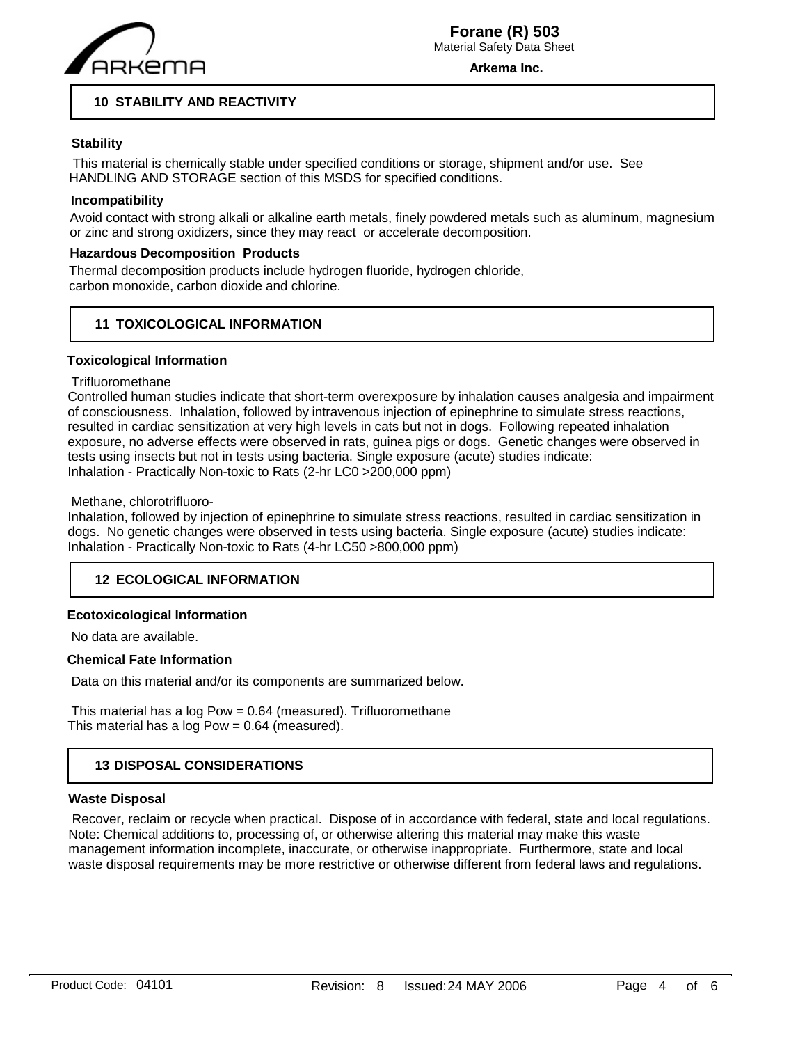## 10 STABILITY AND REACTIVITY

**Stability**

This material is chemically stable under specified conditions or storage, shipment and/or use. See HANDLING AND STORAGE section of this MSDS for specified conditions.

**Incompatibility**

Avoid contact with strong alkali or alkaline earth metals, finely powdered metals such as aluminum, magnesium or zinc and strong oxidizers, since they may react or accelerate decomposition.

**Hazardous Decomposition Products**

Thermal decomposition products include hydrogen fluoride, hydrogen chloride, carbon monoxide, carbon dioxide and chlorine.

## 11 TOXICOLOGICAL INFORMATION

**Toxicological Information**

Trifluoromethane

Controlled human studies indicate that short-term overexposure by inhalation causes analgesia and impairment of consciousness. Inhalation, followed by intravenous injection of epinephrine to simulate stress reactions, resulted in cardiac sensitization at very high levels in cats but not in dogs. Following repeated inhalation exposure, no adverse effects were observed in rats, guinea pigs or dogs. Genetic changes were observed in tests using insects but not in tests using bacteria. Single exposure (acute) studies indicate:
Inhalation - Practically Non-toxic to Rats (2-hr LC0 >200,000 ppm)

Methane, chlorotrifluoro-

Inhalation, followed by injection of epinephrine to simulate stress reactions, resulted in cardiac sensitization in dogs. No genetic changes were observed in tests using bacteria. Single exposure (acute) studies indicate:
Inhalation - Practically Non-toxic to Rats (4-hr LC50 >800,000 ppm)

## 12 ECOLOGICAL INFORMATION

**Ecotoxicological Information**

No data are available.

**Chemical Fate Information**

Data on this material and/or its components are summarized below.

This material has a log Pow = 0.64 (measured). Trifluoromethane
This material has a log Pow = 0.64 (measured).

## 13 DISPOSAL CONSIDERATIONS

**Waste Disposal**

Recover, reclaim or recycle when practical. Dispose of in accordance with federal, state and local regulations. Note: Chemical additions to, processing of, or otherwise altering this material may make this waste management information incomplete, inaccurate, or otherwise inappropriate. Furthermore, state and local waste disposal requirements may be more restrictive or otherwise different from federal laws and regulations.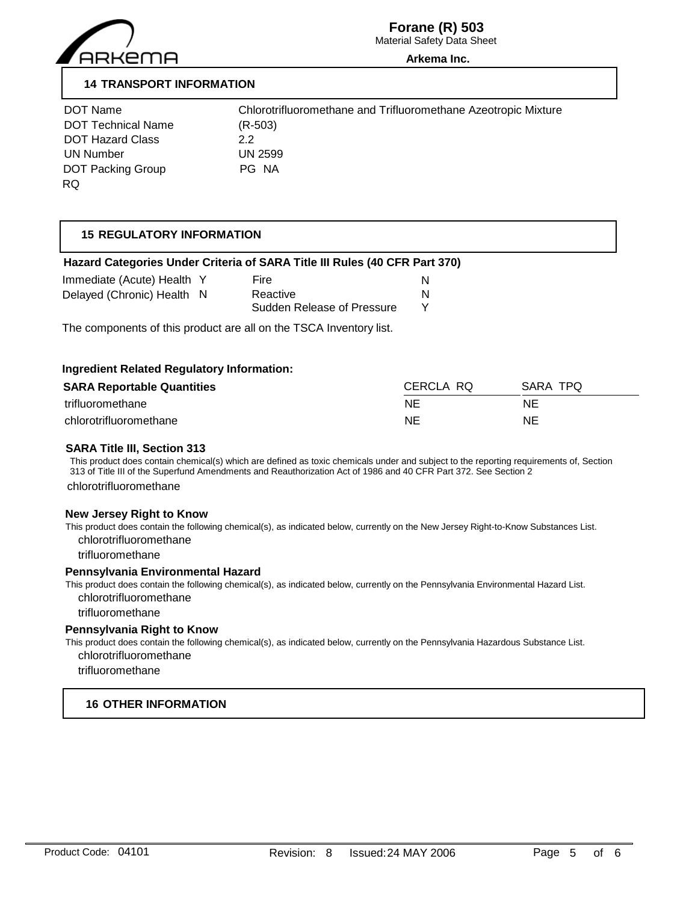## 14 TRANSPORT INFORMATION

| | |
|---|---|
| DOT Name | Chlorotrifluoromethane and Trifluoromethane Azeotropic Mixture |
| DOT Technical Name | (R-503) |
| DOT Hazard Class | 2.2 |
| UN Number | UN 2599 |
| DOT Packing Group | PG NA |
| RQ | |

## 15 REGULATORY INFORMATION

### Hazard Categories Under Criteria of SARA Title III Rules (40 CFR Part 370)

| | | | |
|---|---|---|---|
| Immediate (Acute) Health | Y | Fire | N |
| Delayed (Chronic) Health | N | Reactive | N |
| | | Sudden Release of Pressure | Y |

The components of this product are all on the TSCA Inventory list.

### Ingredient Related Regulatory Information:

| SARA Reportable Quantities | CERCLA RQ | SARA TPQ |
|---|---|---|
| trifluoromethane | NE | NE |
| chlorotrifluoromethane | NE | NE |

**SARA Title III, Section 313**

This product does contain chemical(s) which are defined as toxic chemicals under and subject to the reporting requirements of, Section 313 of Title III of the Superfund Amendments and Reauthorization Act of 1986 and 40 CFR Part 372. See Section 2

chlorotrifluoromethane

**New Jersey Right to Know**

This product does contain the following chemical(s), as indicated below, currently on the New Jersey Right-to-Know Substances List.

chlorotrifluoromethane

trifluoromethane

**Pennsylvania Environmental Hazard**

This product does contain the following chemical(s), as indicated below, currently on the Pennsylvania Environmental Hazard List.

chlorotrifluoromethane

trifluoromethane

**Pennsylvania Right to Know**

This product does contain the following chemical(s), as indicated below, currently on the Pennsylvania Hazardous Substance List.

chlorotrifluoromethane

trifluoromethane

## 16 OTHER INFORMATION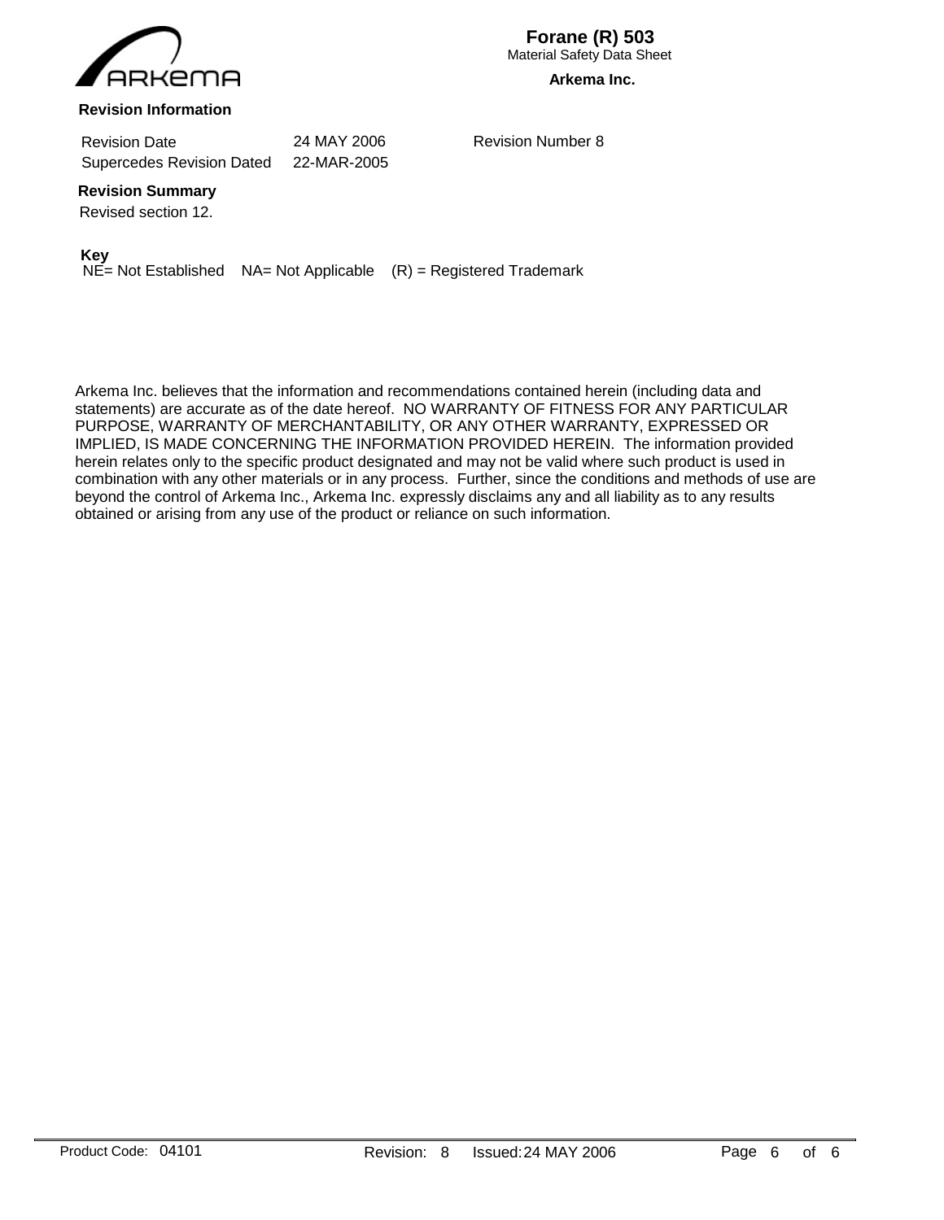## Revision Information

| | | |
|---|---|---|
| Revision Date | 24 MAY 2006 | Revision Number 8 |
| Supercedes Revision Dated | 22-MAR-2005 | |

### Revision Summary

Revised section 12.

### Key

NE= Not Established NA= Not Applicable (R) = Registered Trademark

Arkema Inc. believes that the information and recommendations contained herein (including data and statements) are accurate as of the date hereof. NO WARRANTY OF FITNESS FOR ANY PARTICULAR PURPOSE, WARRANTY OF MERCHANTABILITY, OR ANY OTHER WARRANTY, EXPRESSED OR IMPLIED, IS MADE CONCERNING THE INFORMATION PROVIDED HEREIN. The information provided herein relates only to the specific product designated and may not be valid where such product is used in combination with any other materials or in any process. Further, since the conditions and methods of use are beyond the control of Arkema Inc., Arkema Inc. expressly disclaims any and all liability as to any results obtained or arising from any use of the product or reliance on such information.